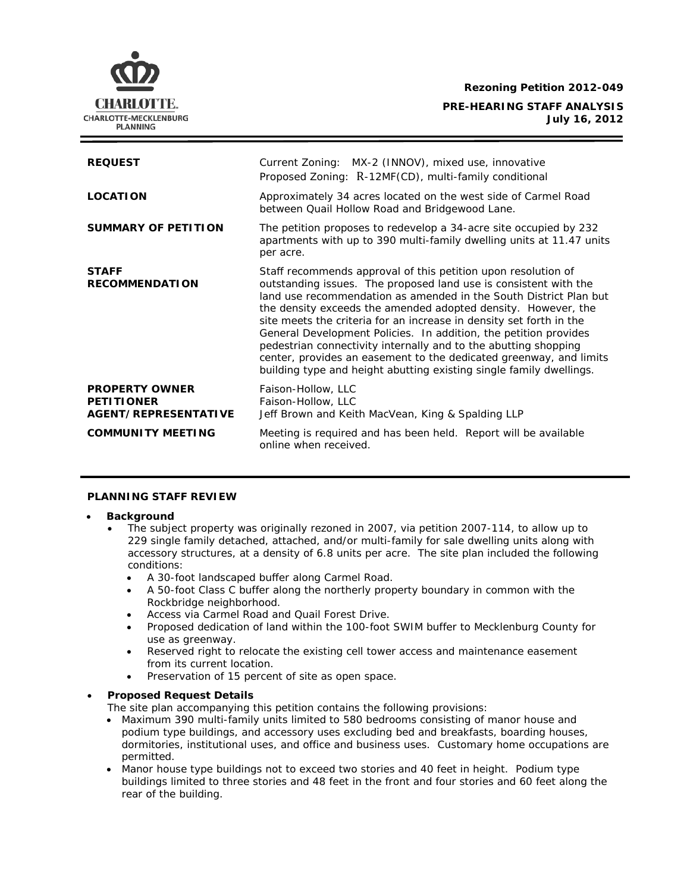CHARLOTTE.
CHARLOTTE-MECKLENBURG PLANNING

**Rezoning Petition 2012-049**

**PRE-HEARING STAFF ANALYSIS**
**July 16, 2012**

| | |
|---|---|
| **REQUEST** | Current Zoning: MX-2 (INNOV), mixed use, innovative<br>Proposed Zoning: R-12MF(CD), multi-family conditional |
| **LOCATION** | Approximately 34 acres located on the west side of Carmel Road between Quail Hollow Road and Bridgewood Lane. |
| **SUMMARY OF PETITION** | The petition proposes to redevelop a 34-acre site occupied by 232 apartments with up to 390 multi-family dwelling units at 11.47 units per acre. |
| **STAFF RECOMMENDATION** | Staff recommends approval of this petition upon resolution of outstanding issues. The proposed land use is consistent with the land use recommendation as amended in the South District Plan but the density exceeds the amended adopted density. However, the site meets the criteria for an increase in density set forth in the General Development Policies. In addition, the petition provides pedestrian connectivity internally and to the abutting shopping center, provides an easement to the dedicated greenway, and limits building type and height abutting existing single family dwellings. |
| **PROPERTY OWNER**<br>**PETITIONER**<br>**AGENT/REPRESENTATIVE** | Faison-Hollow, LLC<br>Faison-Hollow, LLC<br>Jeff Brown and Keith MacVean, King & Spalding LLP |
| **COMMUNITY MEETING** | Meeting is required and has been held. Report will be available online when received. |

## PLANNING STAFF REVIEW

- **Background**
  - The subject property was originally rezoned in 2007, via petition 2007-114, to allow up to 229 single family detached, attached, and/or multi-family for sale dwelling units along with accessory structures, at a density of 6.8 units per acre. The site plan included the following conditions:
    - A 30-foot landscaped buffer along Carmel Road.
    - A 50-foot Class C buffer along the northerly property boundary in common with the Rockbridge neighborhood.
    - Access via Carmel Road and Quail Forest Drive.
    - Proposed dedication of land within the 100-foot SWIM buffer to Mecklenburg County for use as greenway.
    - Reserved right to relocate the existing cell tower access and maintenance easement from its current location.
    - Preservation of 15 percent of site as open space.

- **Proposed Request Details**

  The site plan accompanying this petition contains the following provisions:
  - Maximum 390 multi-family units limited to 580 bedrooms consisting of manor house and podium type buildings, and accessory uses excluding bed and breakfasts, boarding houses, dormitories, institutional uses, and office and business uses. Customary home occupations are permitted.
  - Manor house type buildings not to exceed two stories and 40 feet in height. Podium type buildings limited to three stories and 48 feet in the front and four stories and 60 feet along the rear of the building.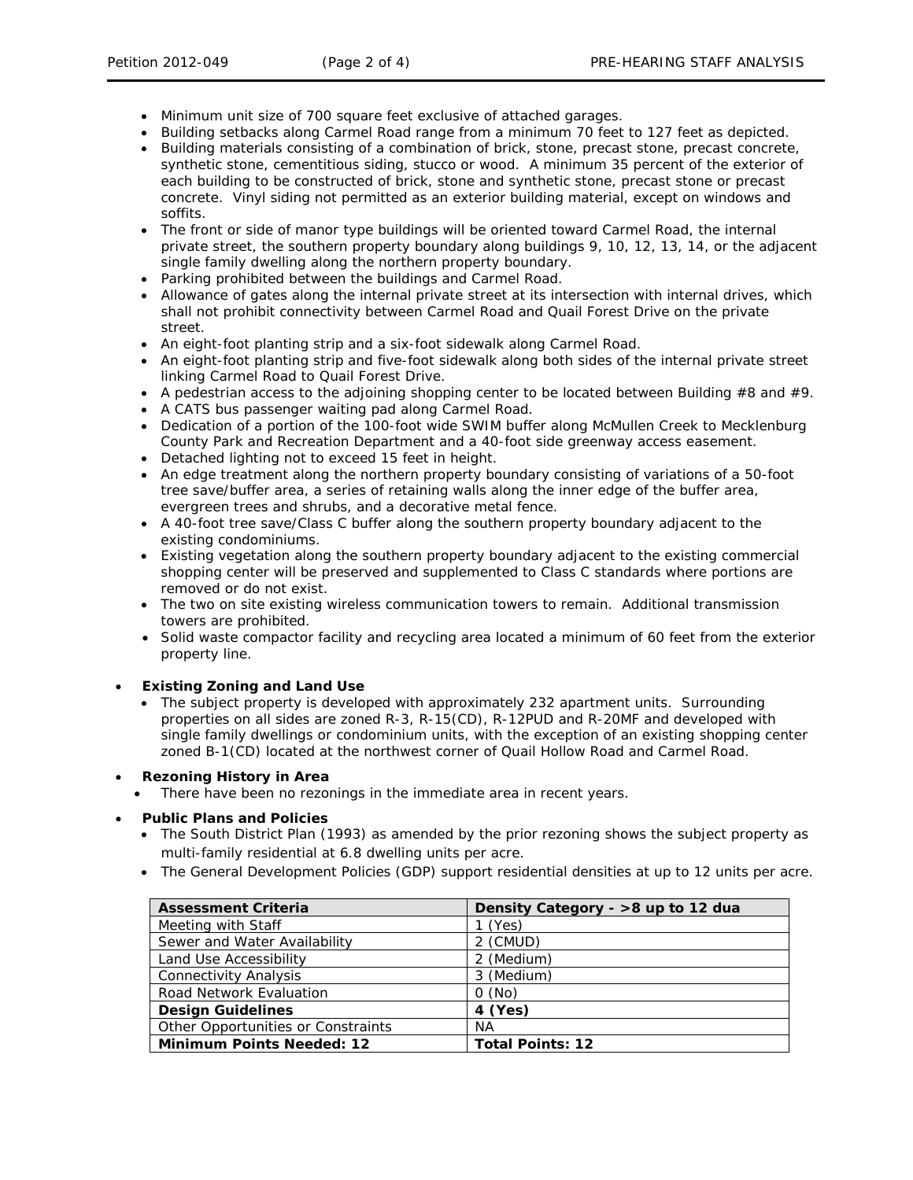- Minimum unit size of 700 square feet exclusive of attached garages.
- Building setbacks along Carmel Road range from a minimum 70 feet to 127 feet as depicted.
- Building materials consisting of a combination of brick, stone, precast stone, precast concrete, synthetic stone, cementitious siding, stucco or wood. A minimum 35 percent of the exterior of each building to be constructed of brick, stone and synthetic stone, precast stone or precast concrete. Vinyl siding not permitted as an exterior building material, except on windows and soffits.
- The front or side of manor type buildings will be oriented toward Carmel Road, the internal private street, the southern property boundary along buildings 9, 10, 12, 13, 14, or the adjacent single family dwelling along the northern property boundary.
- Parking prohibited between the buildings and Carmel Road.
- Allowance of gates along the internal private street at its intersection with internal drives, which shall not prohibit connectivity between Carmel Road and Quail Forest Drive on the private street.
- An eight-foot planting strip and a six-foot sidewalk along Carmel Road.
- An eight-foot planting strip and five-foot sidewalk along both sides of the internal private street linking Carmel Road to Quail Forest Drive.
- A pedestrian access to the adjoining shopping center to be located between Building #8 and #9.
- A CATS bus passenger waiting pad along Carmel Road.
- Dedication of a portion of the 100-foot wide SWIM buffer along McMullen Creek to Mecklenburg County Park and Recreation Department and a 40-foot side greenway access easement.
- Detached lighting not to exceed 15 feet in height.
- An edge treatment along the northern property boundary consisting of variations of a 50-foot tree save/buffer area, a series of retaining walls along the inner edge of the buffer area, evergreen trees and shrubs, and a decorative metal fence.
- A 40-foot tree save/Class C buffer along the southern property boundary adjacent to the existing condominiums.
- Existing vegetation along the southern property boundary adjacent to the existing commercial shopping center will be preserved and supplemented to Class C standards where portions are removed or do not exist.
- The two on site existing wireless communication towers to remain. Additional transmission towers are prohibited.
- Solid waste compactor facility and recycling area located a minimum of 60 feet from the exterior property line.

- **Existing Zoning and Land Use**
  - The subject property is developed with approximately 232 apartment units. Surrounding properties on all sides are zoned R-3, R-15(CD), R-12PUD and R-20MF and developed with single family dwellings or condominium units, with the exception of an existing shopping center zoned B-1(CD) located at the northwest corner of Quail Hollow Road and Carmel Road.

- **Rezoning History in Area**
  - There have been no rezonings in the immediate area in recent years.

- **Public Plans and Policies**
  - The South District Plan (1993) as amended by the prior rezoning shows the subject property as multi-family residential at 6.8 dwelling units per acre.
  - The General Development Policies (GDP) support residential densities at up to 12 units per acre.

| Assessment Criteria | Density Category - >8 up to 12 dua |
|---|---|
| Meeting with Staff | 1 (Yes) |
| Sewer and Water Availability | 2 (CMUD) |
| Land Use Accessibility | 2 (Medium) |
| Connectivity Analysis | 3 (Medium) |
| Road Network Evaluation | 0 (No) |
| **Design Guidelines** | **4 (Yes)** |
| Other Opportunities or Constraints | NA |
| **Minimum Points Needed: 12** | **Total Points: 12** |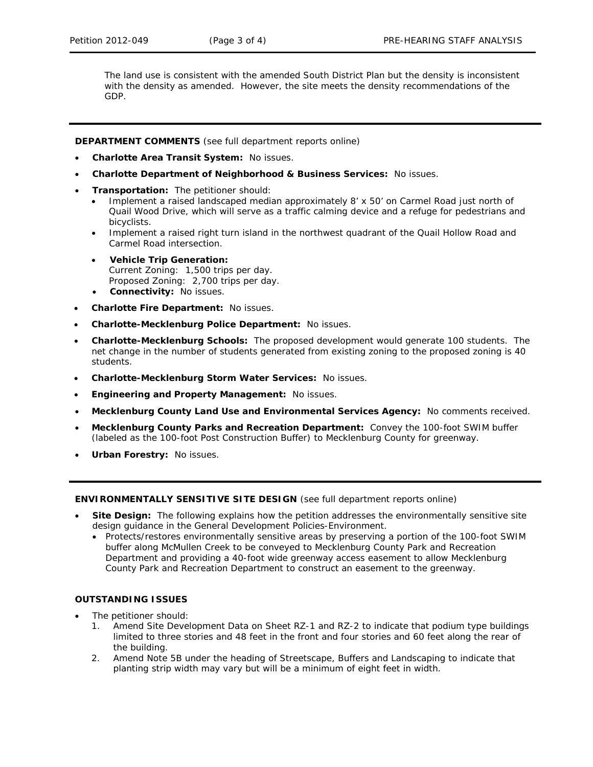The land use is consistent with the amended South District Plan but the density is inconsistent with the density as amended. However, the site meets the density recommendations of the GDP.

---

**DEPARTMENT COMMENTS** (see full department reports online)

- **Charlotte Area Transit System:** No issues.
- **Charlotte Department of Neighborhood & Business Services:** No issues.
- **Transportation:** The petitioner should:
  - Implement a raised landscaped median approximately 8' x 50' on Carmel Road just north of Quail Wood Drive, which will serve as a traffic calming device and a refuge for pedestrians and bicyclists.
  - Implement a raised right turn island in the northwest quadrant of the Quail Hollow Road and Carmel Road intersection.
  - **Vehicle Trip Generation:**
    Current Zoning: 1,500 trips per day.
    Proposed Zoning: 2,700 trips per day.
  - **Connectivity:** No issues.
- **Charlotte Fire Department:** No issues.
- **Charlotte-Mecklenburg Police Department:** No issues.
- **Charlotte-Mecklenburg Schools:** The proposed development would generate 100 students. The net change in the number of students generated from existing zoning to the proposed zoning is 40 students.
- **Charlotte-Mecklenburg Storm Water Services:** No issues.
- **Engineering and Property Management:** No issues.
- **Mecklenburg County Land Use and Environmental Services Agency:** No comments received.
- **Mecklenburg County Parks and Recreation Department:** Convey the 100-foot SWIM buffer (labeled as the 100-foot Post Construction Buffer) to Mecklenburg County for greenway.
- **Urban Forestry:** No issues.

---

**ENVIRONMENTALLY SENSITIVE SITE DESIGN** (see full department reports online)

- **Site Design:** The following explains how the petition addresses the environmentally sensitive site design guidance in the General Development Policies-Environment.
  - Protects/restores environmentally sensitive areas by preserving a portion of the 100-foot SWIM buffer along McMullen Creek to be conveyed to Mecklenburg County Park and Recreation Department and providing a 40-foot wide greenway access easement to allow Mecklenburg County Park and Recreation Department to construct an easement to the greenway.

**OUTSTANDING ISSUES**

- The petitioner should:
  1. Amend Site Development Data on Sheet RZ-1 and RZ-2 to indicate that podium type buildings limited to three stories and 48 feet in the front and four stories and 60 feet along the rear of the building.
  2. Amend Note 5B under the heading of Streetscape, Buffers and Landscaping to indicate that planting strip width may vary but will be a minimum of eight feet in width.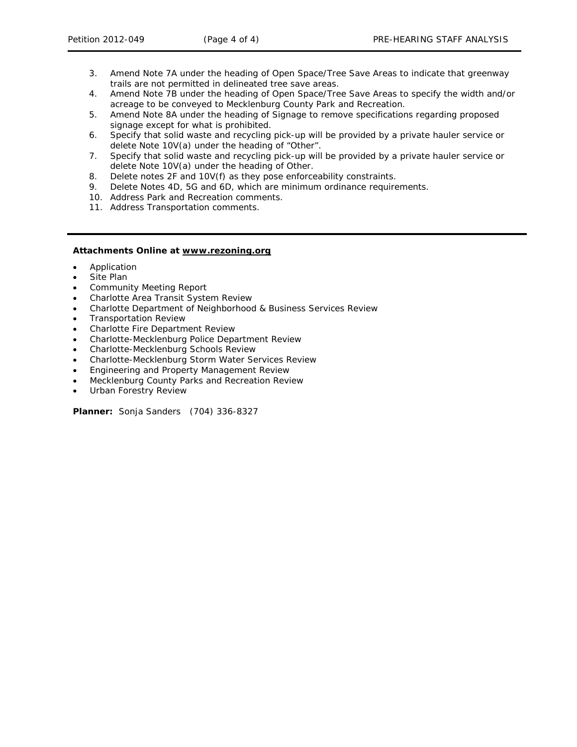3. Amend Note 7A under the heading of Open Space/Tree Save Areas to indicate that greenway trails are not permitted in delineated tree save areas.
4. Amend Note 7B under the heading of Open Space/Tree Save Areas to specify the width and/or acreage to be conveyed to Mecklenburg County Park and Recreation.
5. Amend Note 8A under the heading of Signage to remove specifications regarding proposed signage except for what is prohibited.
6. Specify that solid waste and recycling pick-up will be provided by a private hauler service or delete Note 10V(a) under the heading of "Other".
7. Specify that solid waste and recycling pick-up will be provided by a private hauler service or delete Note 10V(a) under the heading of Other.
8. Delete notes 2F and 10V(f) as they pose enforceability constraints.
9. Delete Notes 4D, 5G and 6D, which are minimum ordinance requirements.
10. Address Park and Recreation comments.
11. Address Transportation comments.

---

**Attachments Online at www.rezoning.org**

- Application
- Site Plan
- Community Meeting Report
- Charlotte Area Transit System Review
- Charlotte Department of Neighborhood & Business Services Review
- Transportation Review
- Charlotte Fire Department Review
- Charlotte-Mecklenburg Police Department Review
- Charlotte-Mecklenburg Schools Review
- Charlotte-Mecklenburg Storm Water Services Review
- Engineering and Property Management Review
- Mecklenburg County Parks and Recreation Review
- Urban Forestry Review

**Planner:** Sonja Sanders (704) 336-8327